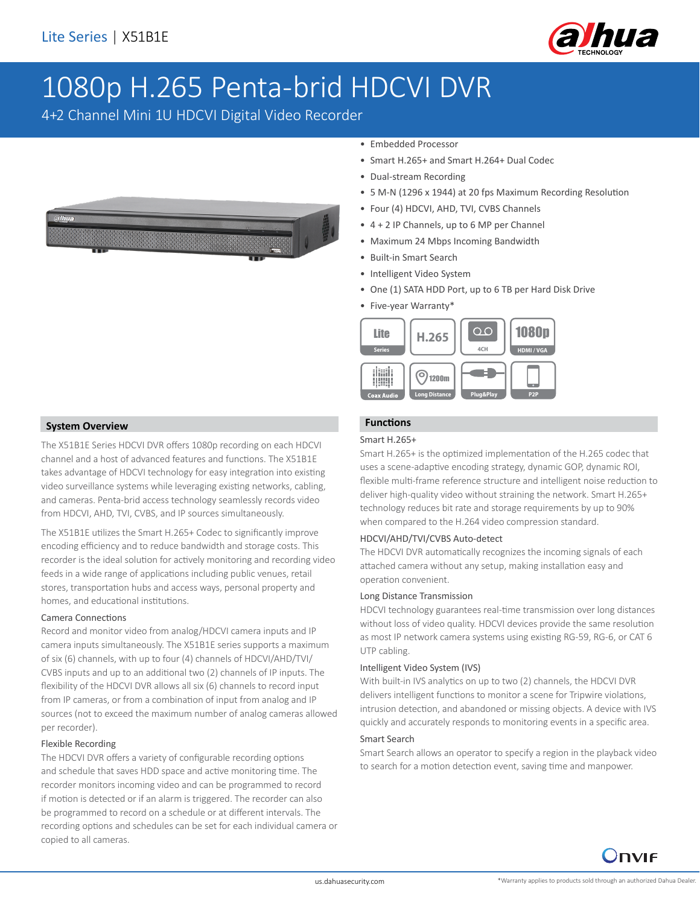Lite Series | X51B1E

# 1080p H.265 Penta-brid HDCVI DVR

4+2 Channel Mini 1U HDCVI Digital Video Recorder

- Embedded Processor
- Smart H.265+ and Smart H.264+ Dual Codec
- Dual-stream Recording
- 5 M-N (1296 x 1944) at 20 fps Maximum Recording Resolution
- Four (4) HDCVI, AHD, TVI, CVBS Channels
- 4 + 2 IP Channels, up to 6 MP per Channel
- Maximum 24 Mbps Incoming Bandwidth
- Built-in Smart Search
- Intelligent Video System
- One (1) SATA HDD Port, up to 6 TB per Hard Disk Drive
- Five-year Warranty*

## System Overview

The X51B1E Series HDCVI DVR offers 1080p recording on each HDCVI channel and a host of advanced features and functions. The X51B1E takes advantage of HDCVI technology for easy integration into existing video surveillance systems while leveraging existing networks, cabling, and cameras. Penta-brid access technology seamlessly records video from HDCVI, AHD, TVI, CVBS, and IP sources simultaneously.

The X51B1E utilizes the Smart H.265+ Codec to significantly improve encoding efficiency and to reduce bandwidth and storage costs. This recorder is the ideal solution for actively monitoring and recording video feeds in a wide range of applications including public venues, retail stores, transportation hubs and access ways, personal property and homes, and educational institutions.

### Camera Connections

Record and monitor video from analog/HDCVI camera inputs and IP camera inputs simultaneously. The X51B1E series supports a maximum of six (6) channels, with up to four (4) channels of HDCVI/AHD/TVI/CVBS inputs and up to an additional two (2) channels of IP inputs. The flexibility of the HDCVI DVR allows all six (6) channels to record input from IP cameras, or from a combination of input from analog and IP sources (not to exceed the maximum number of analog cameras allowed per recorder).

### Flexible Recording

The HDCVI DVR offers a variety of configurable recording options and schedule that saves HDD space and active monitoring time. The recorder monitors incoming video and can be programmed to record if motion is detected or if an alarm is triggered. The recorder can also be programmed to record on a schedule or at different intervals. The recording options and schedules can be set for each individual camera or copied to all cameras.

## Functions

### Smart H.265+

Smart H.265+ is the optimized implementation of the H.265 codec that uses a scene-adaptive encoding strategy, dynamic GOP, dynamic ROI, flexible multi-frame reference structure and intelligent noise reduction to deliver high-quality video without straining the network. Smart H.265+ technology reduces bit rate and storage requirements by up to 90% when compared to the H.264 video compression standard.

### HDCVI/AHD/TVI/CVBS Auto-detect

The HDCVI DVR automatically recognizes the incoming signals of each attached camera without any setup, making installation easy and operation convenient.

### Long Distance Transmission

HDCVI technology guarantees real-time transmission over long distances without loss of video quality. HDCVI devices provide the same resolution as most IP network camera systems using existing RG-59, RG-6, or CAT 6 UTP cabling.

### Intelligent Video System (IVS)

With built-in IVS analytics on up to two (2) channels, the HDCVI DVR delivers intelligent functions to monitor a scene for Tripwire violations, intrusion detection, and abandoned or missing objects. A device with IVS quickly and accurately responds to monitoring events in a specific area.

### Smart Search

Smart Search allows an operator to specify a region in the playback video to search for a motion detection event, saving time and manpower.

*Warranty applies to products sold through an authorized Dahua Dealer.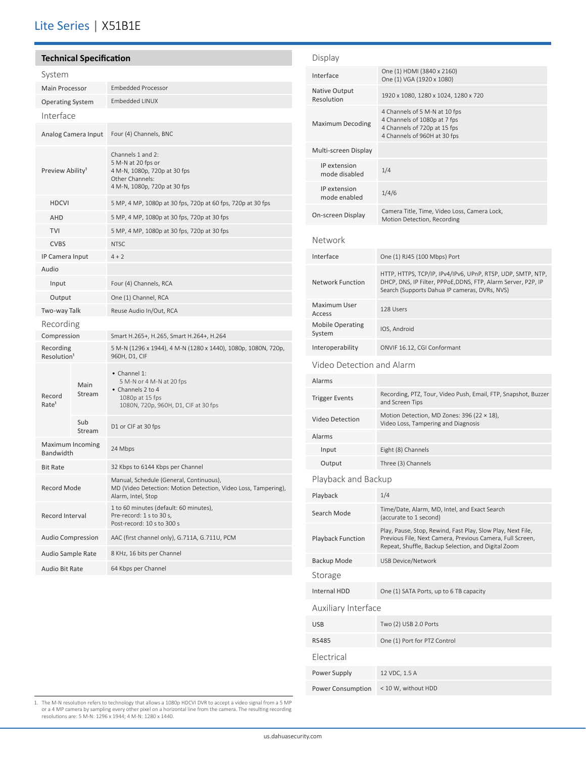## Technical Specification

### System

| | |
|---|---|
| Main Processor | Embedded Processor |
| Operating System | Embedded LINUX |

### Interface

| | |
|---|---|
| Analog Camera Input | Four (4) Channels, BNC |
| Preview Ability[1] | Channels 1 and 2:<br>5 M-N at 20 fps or<br>4 M-N, 1080p, 720p at 30 fps<br>Other Channels:<br>4 M-N, 1080p, 720p at 30 fps |
| HDCVI | 5 MP, 4 MP, 1080p at 30 fps, 720p at 60 fps, 720p at 30 fps |
| AHD | 5 MP, 4 MP, 1080p at 30 fps, 720p at 30 fps |
| TVI | 5 MP, 4 MP, 1080p at 30 fps, 720p at 30 fps |
| CVBS | NTSC |
| IP Camera Input | 4 + 2 |
| Audio | |
| Input | Four (4) Channels, RCA |
| Output | One (1) Channel, RCA |
| Two-way Talk | Reuse Audio In/Out, RCA |

### Recording

| | | |
|---|---|---|
| Compression | | Smart H.265+, H.265, Smart H.264+, H.264 |
| Recording Resolution[1] | | 5 M-N (1296 x 1944), 4 M-N (1280 x 1440), 1080p, 1080N, 720p, 960H, D1, CIF |
| Record Rate[1] | Main Stream | • Channel 1:<br>5 M-N or 4 M-N at 20 fps<br>• Channels 2 to 4<br>1080p at 15 fps<br>1080N, 720p, 960H, D1, CIF at 30 fps |
| | Sub Stream | D1 or CIF at 30 fps |
| Maximum Incoming Bandwidth | | 24 Mbps |
| Bit Rate | | 32 Kbps to 6144 Kbps per Channel |
| Record Mode | | Manual, Schedule (General, Continuous), MD (Video Detection: Motion Detection, Video Loss, Tampering), Alarm, Intel, Stop |
| Record Interval | | 1 to 60 minutes (default: 60 minutes),<br>Pre-record: 1 s to 30 s,<br>Post-record: 10 s to 300 s |
| Audio Compression | | AAC (first channel only), G.711A, G.711U, PCM |
| Audio Sample Rate | | 8 KHz, 16 bits per Channel |
| Audio Bit Rate | | 64 Kbps per Channel |

### Display

| | |
|---|---|
| Interface | One (1) HDMI (3840 x 2160)<br>One (1) VGA (1920 x 1080) |
| Native Output Resolution | 1920 x 1080, 1280 x 1024, 1280 x 720 |
| Maximum Decoding | 4 Channels of 5 M-N at 10 fps<br>4 Channels of 1080p at 7 fps<br>4 Channels of 720p at 15 fps<br>4 Channels of 960H at 30 fps |
| Multi-screen Display | |
| IP extension mode disabled | 1/4 |
| IP extension mode enabled | 1/4/6 |
| On-screen Display | Camera Title, Time, Video Loss, Camera Lock, Motion Detection, Recording |

### Network

| | |
|---|---|
| Interface | One (1) RJ45 (100 Mbps) Port |
| Network Function | HTTP, HTTPS, TCP/IP, IPv4/IPv6, UPnP, RTSP, UDP, SMTP, NTP, DHCP, DNS, IP Filter, PPPoE,DDNS, FTP, Alarm Server, P2P, IP Search (Supports Dahua IP cameras, DVRs, NVS) |
| Maximum User Access | 128 Users |
| Mobile Operating System | IOS, Android |
| Interoperability | ONVIF 16.12, CGI Conformant |

### Video Detection and Alarm

| | |
|---|---|
| Alarms | |
| Trigger Events | Recording, PTZ, Tour, Video Push, Email, FTP, Snapshot, Buzzer and Screen Tips |
| Video Detection | Motion Detection, MD Zones: 396 (22 × 18),<br>Video Loss, Tampering and Diagnosis |
| Alarms | |
| Input | Eight (8) Channels |
| Output | Three (3) Channels |

### Playback and Backup

| | |
|---|---|
| Playback | 1/4 |
| Search Mode | Time/Date, Alarm, MD, Intel, and Exact Search (accurate to 1 second) |
| Playback Function | Play, Pause, Stop, Rewind, Fast Play, Slow Play, Next File, Previous File, Next Camera, Previous Camera, Full Screen, Repeat, Shuffle, Backup Selection, and Digital Zoom |
| Backup Mode | USB Device/Network |

### Storage

| | |
|---|---|
| Internal HDD | One (1) SATA Ports, up to 6 TB capacity |

### Auxiliary Interface

| | |
|---|---|
| USB | Two (2) USB 2.0 Ports |
| RS485 | One (1) Port for PTZ Control |

### Electrical

| | |
|---|---|
| Power Supply | 12 VDC, 1.5 A |
| Power Consumption | < 10 W, without HDD |

1. The M-N resolution refers to technology that allows a 1080p HDCVI DVR to accept a video signal from a 5 MP or a 4 MP camera by sampling every other pixel on a horizontal line from the camera. The resulting recording resolutions are: 5 M-N: 1296 x 1944; 4 M-N: 1280 x 1440.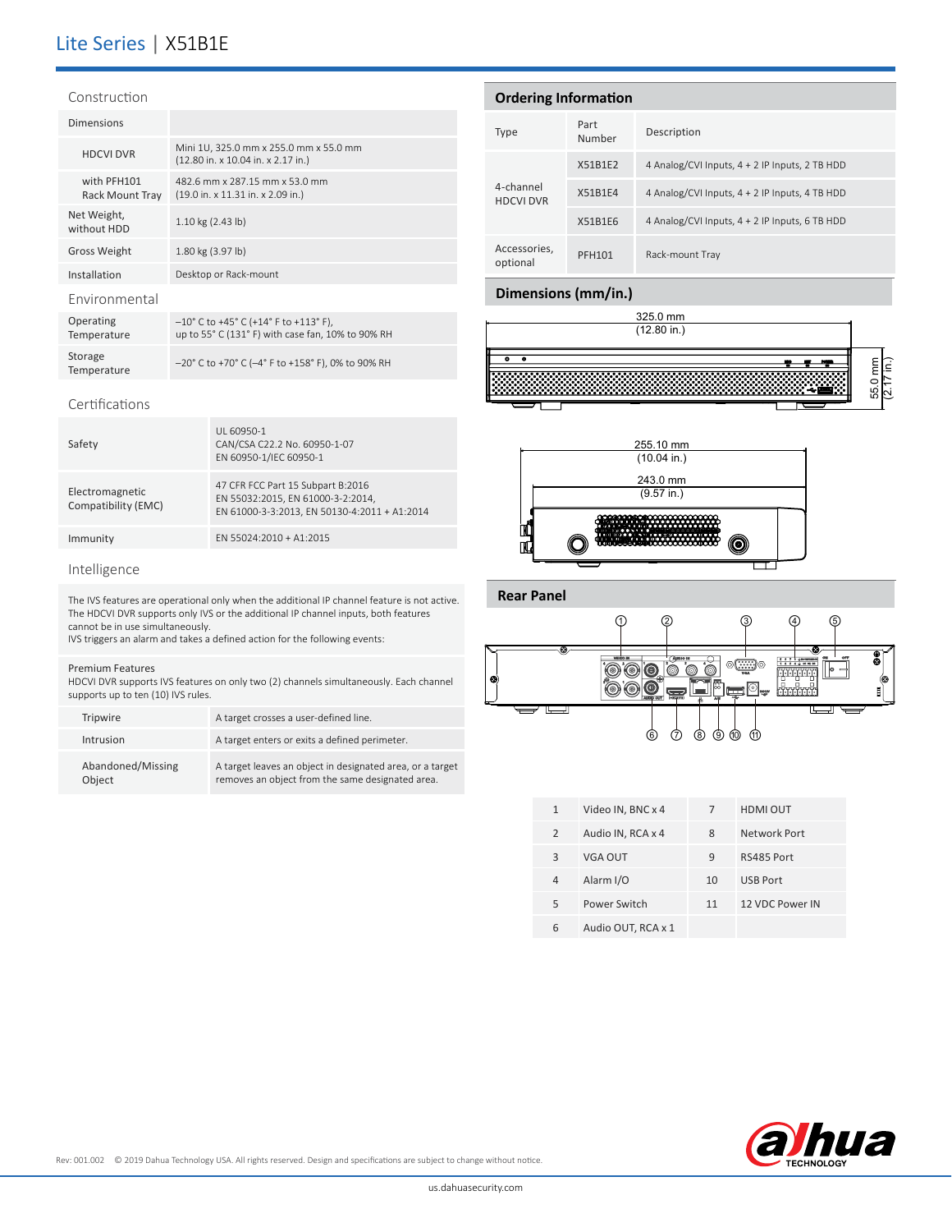## Construction

| | |
|---|---|
| Dimensions | |
| HDCVI DVR | Mini 1U, 325.0 mm x 255.0 mm x 55.0 mm (12.80 in. x 10.04 in. x 2.17 in.) |
| with PFH101 Rack Mount Tray | 482.6 mm x 287.15 mm x 53.0 mm (19.0 in. x 11.31 in. x 2.09 in.) |
| Net Weight, without HDD | 1.10 kg (2.43 lb) |
| Gross Weight | 1.80 kg (3.97 lb) |
| Installation | Desktop or Rack-mount |

## Environmental

| | |
|---|---|
| Operating Temperature | –10° C to +45° C (+14° F to +113° F), up to 55° C (131° F) with case fan, 10% to 90% RH |
| Storage Temperature | –20° C to +70° C (–4° F to +158° F), 0% to 90% RH |

## Certifications

| | |
|---|---|
| Safety | UL 60950-1<br>CAN/CSA C22.2 No. 60950-1-07<br>EN 60950-1/IEC 60950-1 |
| Electromagnetic Compatibility (EMC) | 47 CFR FCC Part 15 Subpart B:2016<br>EN 55032:2015, EN 61000-3-2:2014,<br>EN 61000-3-3:2013, EN 50130-4:2011 + A1:2014 |
| Immunity | EN 55024:2010 + A1:2015 |

## Intelligence

The IVS features are operational only when the additional IP channel feature is not active. The HDCVI DVR supports only IVS or the additional IP channel inputs, both features cannot be in use simultaneously.
IVS triggers an alarm and takes a defined action for the following events:

Premium Features
HDCVI DVR supports IVS features on only two (2) channels simultaneously. Each channel supports up to ten (10) IVS rules.

| | |
|---|---|
| Tripwire | A target crosses a user-defined line. |
| Intrusion | A target enters or exits a defined perimeter. |
| Abandoned/Missing Object | A target leaves an object in designated area, or a target removes an object from the same designated area. |

## Ordering Information

| Type | Part Number | Description |
|---|---|---|
| 4-channel HDCVI DVR | X51B1E2 | 4 Analog/CVI Inputs, 4 + 2 IP Inputs, 2 TB HDD |
| | X51B1E4 | 4 Analog/CVI Inputs, 4 + 2 IP Inputs, 4 TB HDD |
| | X51B1E6 | 4 Analog/CVI Inputs, 4 + 2 IP Inputs, 6 TB HDD |
| Accessories, optional | PFH101 | Rack-mount Tray |

## Dimensions (mm/in.)

325.0 mm
(12.80 in.)

55.0 mm
(2.17 in.)

255.10 mm
(10.04 in.)

243.0 mm
(9.57 in.)

## Rear Panel

| | | | |
|---|---|---|---|
| 1 | Video IN, BNC x 4 | 7 | HDMI OUT |
| 2 | Audio IN, RCA x 4 | 8 | Network Port |
| 3 | VGA OUT | 9 | RS485 Port |
| 4 | Alarm I/O | 10 | USB Port |
| 5 | Power Switch | 11 | 12 VDC Power IN |
| 6 | Audio OUT, RCA x 1 | | |

Rev: 001.002 © 2019 Dahua Technology USA. All rights reserved. Design and specifications are subject to change without notice.

us.dahuasecurity.com